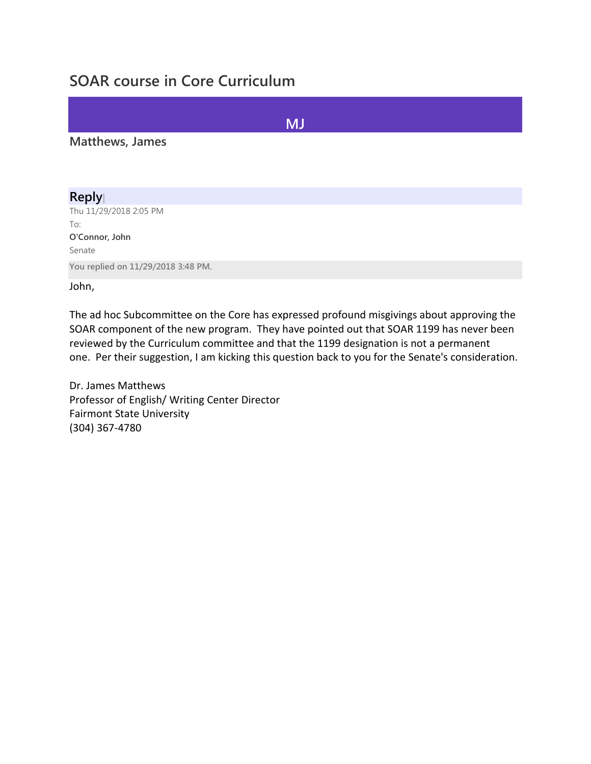# SOAR course in Core Curriculum

MJ

**Matthews, James**

**Reply**

Thu 11/29/2018 2:05 PM

To:

**O'Connor, John**

Senate

**You replied on 11/29/2018 3:48 PM.**

John,

The ad hoc Subcommittee on the Core has expressed profound misgivings about approving the SOAR component of the new program. They have pointed out that SOAR 1199 has never been reviewed by the Curriculum committee and that the 1199 designation is not a permanent one. Per their suggestion, I am kicking this question back to you for the Senate's consideration.

Dr. James Matthews
Professor of English/ Writing Center Director
Fairmont State University
(304) 367-4780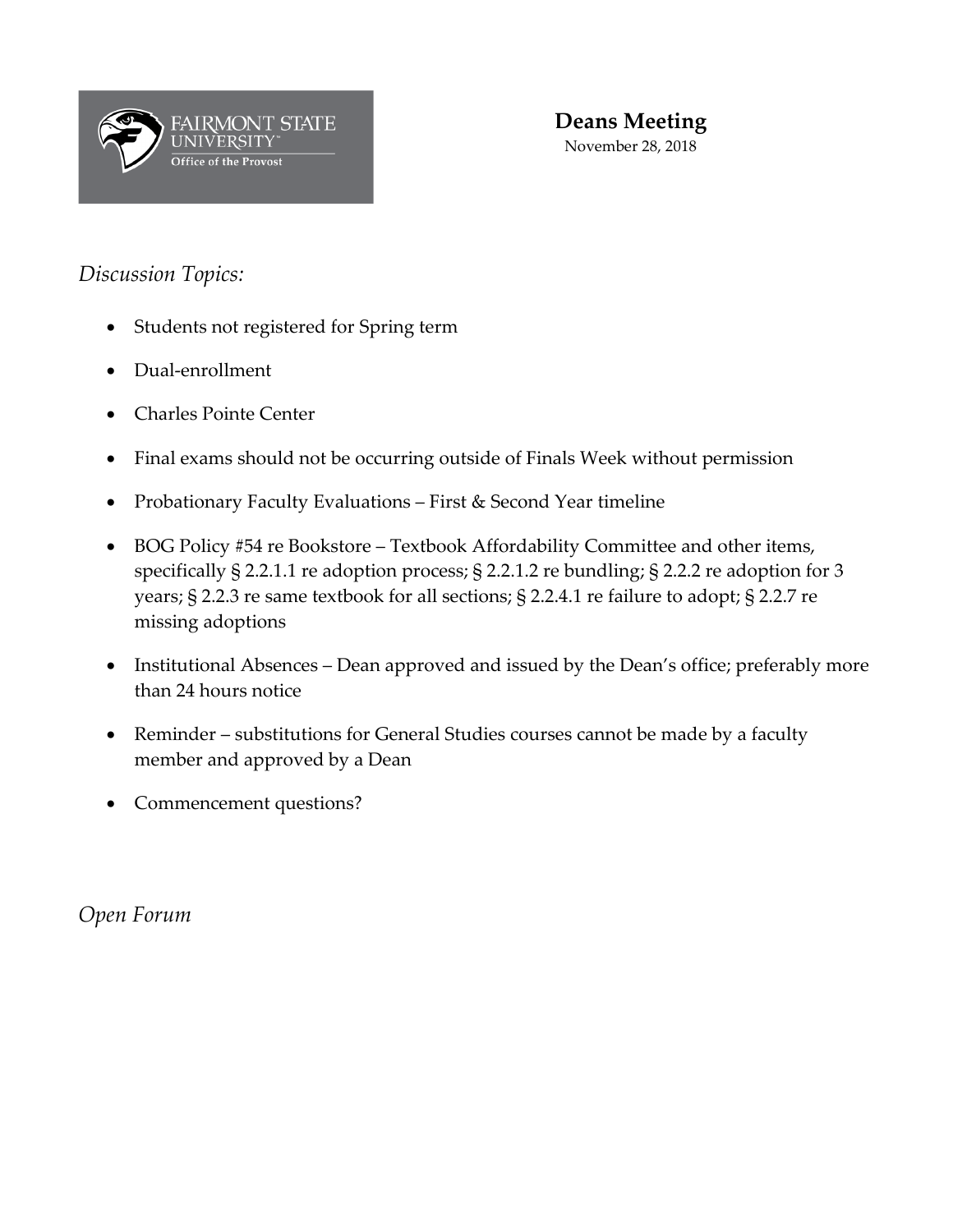FAIRMONT STATE UNIVERSITY
Office of the Provost

# Deans Meeting

November 28, 2018

*Discussion Topics:*

- Students not registered for Spring term
- Dual-enrollment
- Charles Pointe Center
- Final exams should not be occurring outside of Finals Week without permission
- Probationary Faculty Evaluations – First & Second Year timeline
- BOG Policy #54 re Bookstore – Textbook Affordability Committee and other items, specifically § 2.2.1.1 re adoption process; § 2.2.1.2 re bundling; § 2.2.2 re adoption for 3 years; § 2.2.3 re same textbook for all sections; § 2.2.4.1 re failure to adopt; § 2.2.7 re missing adoptions
- Institutional Absences – Dean approved and issued by the Dean's office; preferably more than 24 hours notice
- Reminder – substitutions for General Studies courses cannot be made by a faculty member and approved by a Dean
- Commencement questions?

*Open Forum*